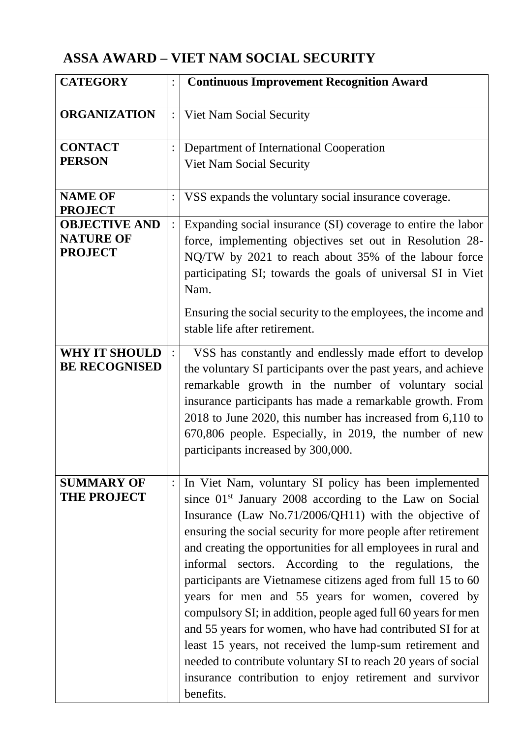# ASSA AWARD – VIET NAM SOCIAL SECURITY

| | | |
|---|---|---|
| **CATEGORY** | : | **Continuous Improvement Recognition Award** |
| **ORGANIZATION** | : | Viet Nam Social Security |
| **CONTACT PERSON** | : | Department of International Cooperation<br>Viet Nam Social Security |
| **NAME OF PROJECT** | : | VSS expands the voluntary social insurance coverage. |
| **OBJECTIVE AND NATURE OF PROJECT** | : | Expanding social insurance (SI) coverage to entire the labor force, implementing objectives set out in Resolution 28-NQ/TW by 2021 to reach about 35% of the labour force participating SI; towards the goals of universal SI in Viet Nam.<br><br>Ensuring the social security to the employees, the income and stable life after retirement. |
| **WHY IT SHOULD BE RECOGNISED** | : | VSS has constantly and endlessly made effort to develop the voluntary SI participants over the past years, and achieve remarkable growth in the number of voluntary social insurance participants has made a remarkable growth. From 2018 to June 2020, this number has increased from 6,110 to 670,806 people. Especially, in 2019, the number of new participants increased by 300,000. |
| **SUMMARY OF THE PROJECT** | : | In Viet Nam, voluntary SI policy has been implemented since 01st January 2008 according to the Law on Social Insurance (Law No.71/2006/QH11) with the objective of ensuring the social security for more people after retirement and creating the opportunities for all employees in rural and informal sectors. According to the regulations, the participants are Vietnamese citizens aged from full 15 to 60 years for men and 55 years for women, covered by compulsory SI; in addition, people aged full 60 years for men and 55 years for women, who have had contributed SI for at least 15 years, not received the lump-sum retirement and needed to contribute voluntary SI to reach 20 years of social insurance contribution to enjoy retirement and survivor benefits. |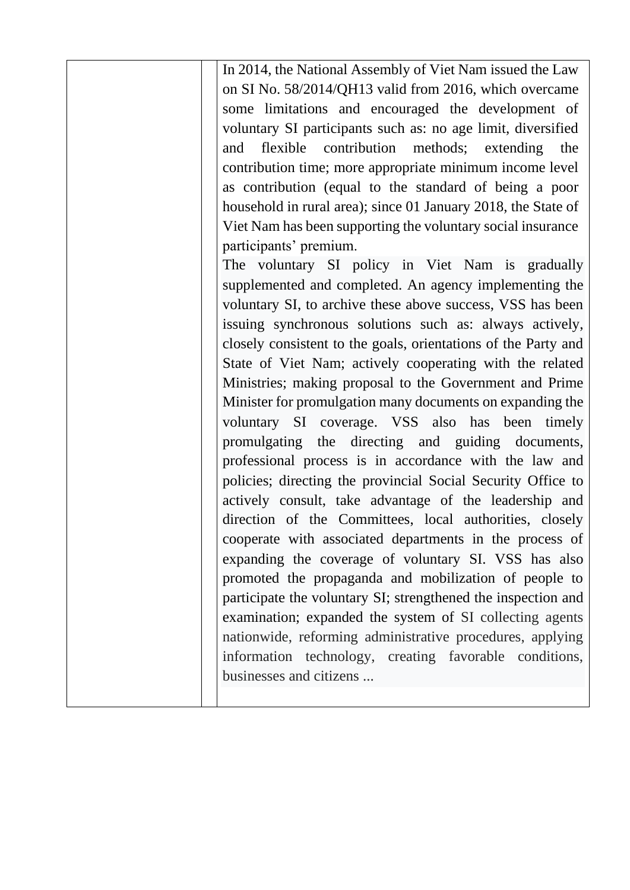| | | |
|---|---|---|
| | | In 2014, the National Assembly of Viet Nam issued the Law on SI No. 58/2014/QH13 valid from 2016, which overcame some limitations and encouraged the development of voluntary SI participants such as: no age limit, diversified and flexible contribution methods; extending the contribution time; more appropriate minimum income level as contribution (equal to the standard of being a poor household in rural area); since 01 January 2018, the State of Viet Nam has been supporting the voluntary social insurance participants' premium.<br>The voluntary SI policy in Viet Nam is gradually supplemented and completed. An agency implementing the voluntary SI, to archive these above success, VSS has been issuing synchronous solutions such as: always actively, closely consistent to the goals, orientations of the Party and State of Viet Nam; actively cooperating with the related Ministries; making proposal to the Government and Prime Minister for promulgation many documents on expanding the voluntary SI coverage. VSS also has been timely promulgating the directing and guiding documents, professional process is in accordance with the law and policies; directing the provincial Social Security Office to actively consult, take advantage of the leadership and direction of the Committees, local authorities, closely cooperate with associated departments in the process of expanding the coverage of voluntary SI. VSS has also promoted the propaganda and mobilization of people to participate the voluntary SI; strengthened the inspection and examination; expanded the system of SI collecting agents nationwide, reforming administrative procedures, applying information technology, creating favorable conditions, businesses and citizens ... |